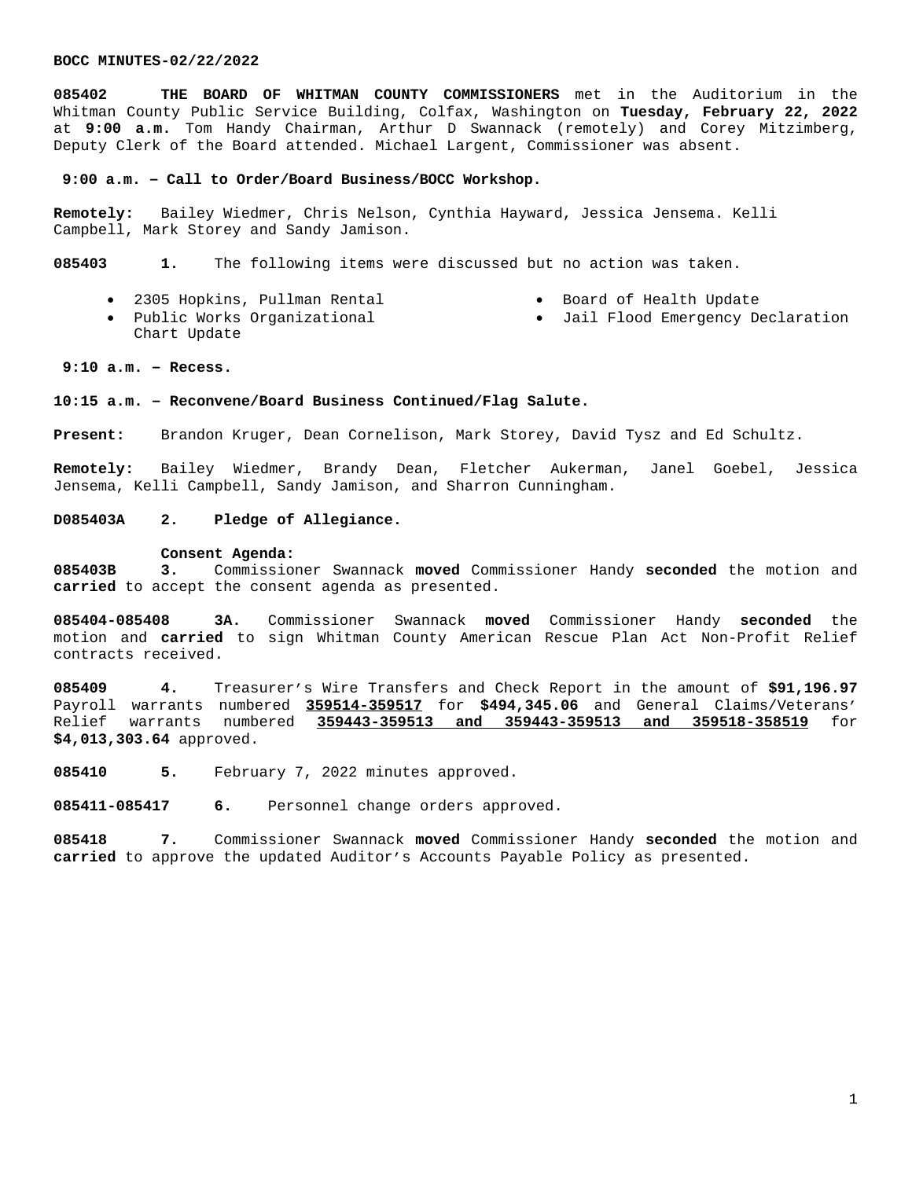**BOCC MINUTES-02/22/2022**

**085402 THE BOARD OF WHITMAN COUNTY COMMISSIONERS** met in the Auditorium in the Whitman County Public Service Building, Colfax, Washington on **Tuesday, February 22, 2022** at **9:00 a.m.** Tom Handy Chairman, Arthur D Swannack (remotely) and Corey Mitzimberg, Deputy Clerk of the Board attended. Michael Largent, Commissioner was absent.

**9:00 a.m. – Call to Order/Board Business/BOCC Workshop.**

**Remotely:** Bailey Wiedmer, Chris Nelson, Cynthia Hayward, Jessica Jensema. Kelli Campbell, Mark Storey and Sandy Jamison.

**085403 1.** The following items were discussed but no action was taken.

- 2305 Hopkins, Pullman Rental
- Public Works Organizational Chart Update
- Board of Health Update
- Jail Flood Emergency Declaration

**9:10 a.m. – Recess.**

**10:15 a.m. – Reconvene/Board Business Continued/Flag Salute.**

**Present:** Brandon Kruger, Dean Cornelison, Mark Storey, David Tysz and Ed Schultz.

**Remotely:** Bailey Wiedmer, Brandy Dean, Fletcher Aukerman, Janel Goebel, Jessica Jensema, Kelli Campbell, Sandy Jamison, and Sharron Cunningham.

**D085403A 2. Pledge of Allegiance.**

**Consent Agenda:**

**085403B 3.** Commissioner Swannack **moved** Commissioner Handy **seconded** the motion and **carried** to accept the consent agenda as presented.

**085404-085408 3A.** Commissioner Swannack **moved** Commissioner Handy **seconded** the motion and **carried** to sign Whitman County American Rescue Plan Act Non-Profit Relief contracts received.

**085409 4.** Treasurer's Wire Transfers and Check Report in the amount of **$91,196.97** Payroll warrants numbered **359514-359517** for **$494,345.06** and General Claims/Veterans' Relief warrants numbered **359443-359513 and 359443-359513 and 359518-358519** for **$4,013,303.64** approved.

**085410 5.** February 7, 2022 minutes approved.

**085411-085417 6.** Personnel change orders approved.

**085418 7.** Commissioner Swannack **moved** Commissioner Handy **seconded** the motion and **carried** to approve the updated Auditor's Accounts Payable Policy as presented.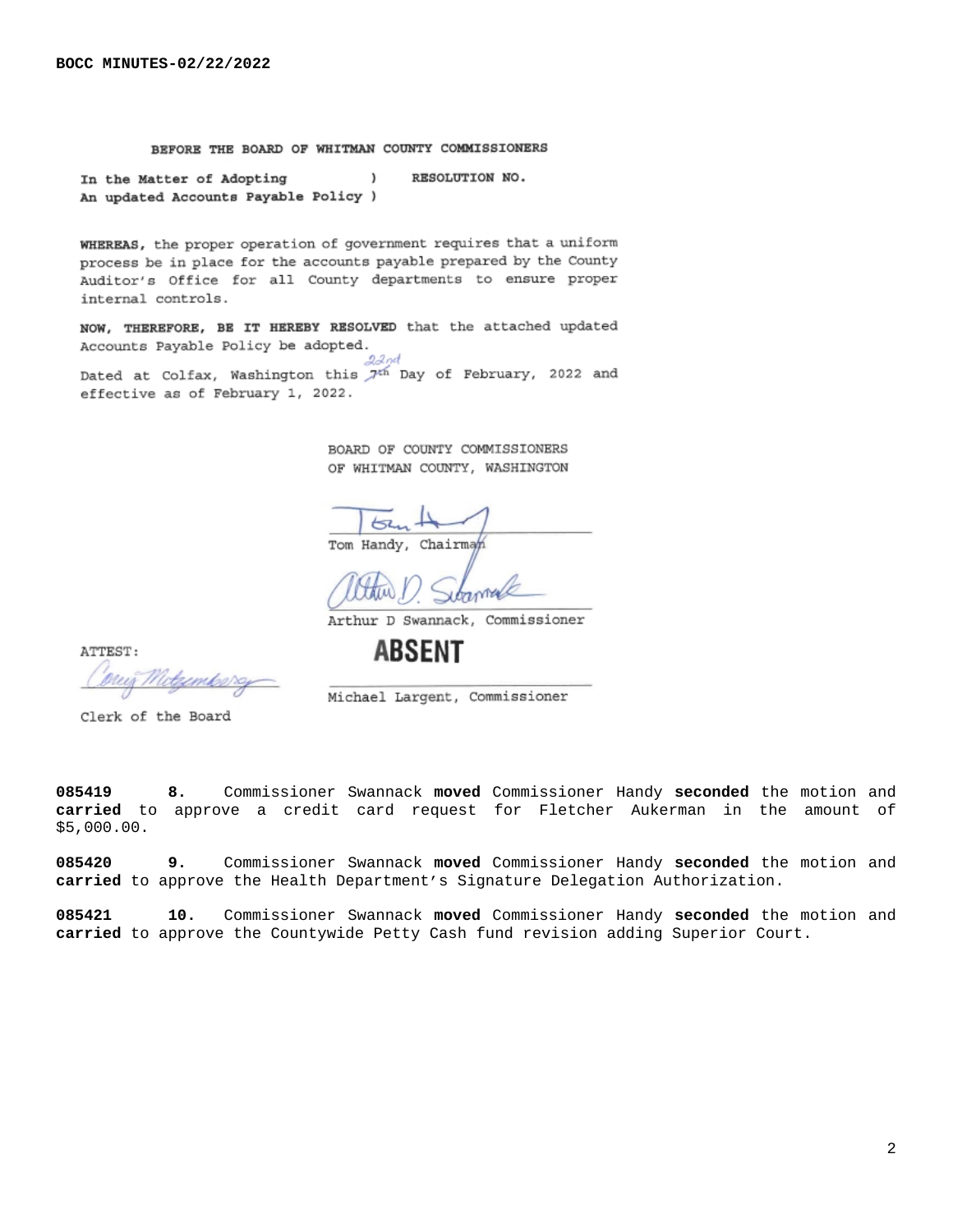BOCC MINUTES-02/22/2022

BEFORE THE BOARD OF WHITMAN COUNTY COMMISSIONERS

In the Matter of Adopting ) RESOLUTION NO.
An updated Accounts Payable Policy )

**WHEREAS,** the proper operation of government requires that a uniform process be in place for the accounts payable prepared by the County Auditor's Office for all County departments to ensure proper internal controls.

**NOW, THEREFORE, BE IT HEREBY RESOLVED** that the attached updated Accounts Payable Policy be adopted.

Dated at Colfax, Washington this ~~7th~~ 22nd Day of February, 2022 and effective as of February 1, 2022.

BOARD OF COUNTY COMMISSIONERS
OF WHITMAN COUNTY, WASHINGTON

Tom Handy, Chairman

Arthur D Swannack, Commissioner

**ABSENT**

Michael Largent, Commissioner

ATTEST:

Clerk of the Board

**085419** **8.** Commissioner Swannack **moved** Commissioner Handy **seconded** the motion and **carried** to approve a credit card request for Fletcher Aukerman in the amount of $5,000.00.

**085420** **9.** Commissioner Swannack **moved** Commissioner Handy **seconded** the motion and **carried** to approve the Health Department's Signature Delegation Authorization.

**085421** **10.** Commissioner Swannack **moved** Commissioner Handy **seconded** the motion and **carried** to approve the Countywide Petty Cash fund revision adding Superior Court.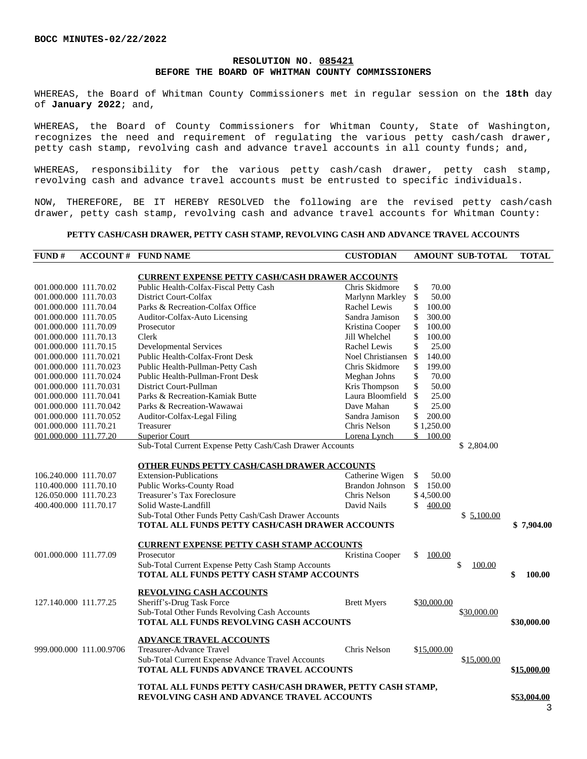BOCC MINUTES-02/22/2022

**RESOLUTION NO. 085421**
**BEFORE THE BOARD OF WHITMAN COUNTY COMMISSIONERS**

WHEREAS, the Board of Whitman County Commissioners met in regular session on the **18th** day of **January 2022**; and,

WHEREAS, the Board of County Commissioners for Whitman County, State of Washington, recognizes the need and requirement of regulating the various petty cash/cash drawer, petty cash stamp, revolving cash and advance travel accounts in all county funds; and,

WHEREAS, responsibility for the various petty cash/cash drawer, petty cash stamp, revolving cash and advance travel accounts must be entrusted to specific individuals.

NOW, THEREFORE, BE IT HEREBY RESOLVED the following are the revised petty cash/cash drawer, petty cash stamp, revolving cash and advance travel accounts for Whitman County:

**PETTY CASH/CASH DRAWER, PETTY CASH STAMP, REVOLVING CASH AND ADVANCE TRAVEL ACCOUNTS**

| FUND # | ACCOUNT # | FUND NAME | CUSTODIAN | AMOUNT | SUB-TOTAL | TOTAL |
|---|---|---|---|---|---|---|
| | | **CURRENT EXPENSE PETTY CASH/CASH DRAWER ACCOUNTS** | | | | |
| 001.000.000 | 111.70.02 | Public Health-Colfax-Fiscal Petty Cash | Chris Skidmore | $ 70.00 | | |
| 001.000.000 | 111.70.03 | District Court-Colfax | Marlynn Markley | $ 50.00 | | |
| 001.000.000 | 111.70.04 | Parks & Recreation-Colfax Office | Rachel Lewis | $ 100.00 | | |
| 001.000.000 | 111.70.05 | Auditor-Colfax-Auto Licensing | Sandra Jamison | $ 300.00 | | |
| 001.000.000 | 111.70.09 | Prosecutor | Kristina Cooper | $ 100.00 | | |
| 001.000.000 | 111.70.13 | Clerk | Jill Whelchel | $ 100.00 | | |
| 001.000.000 | 111.70.15 | Developmental Services | Rachel Lewis | $ 25.00 | | |
| 001.000.000 | 111.70.021 | Public Health-Colfax-Front Desk | Noel Christiansen | $ 140.00 | | |
| 001.000.000 | 111.70.023 | Public Health-Pullman-Petty Cash | Chris Skidmore | $ 199.00 | | |
| 001.000.000 | 111.70.024 | Public Health-Pullman-Front Desk | Meghan Johns | $ 70.00 | | |
| 001.000.000 | 111.70.031 | District Court-Pullman | Kris Thompson | $ 50.00 | | |
| 001.000.000 | 111.70.041 | Parks & Recreation-Kamiak Butte | Laura Bloomfield | $ 25.00 | | |
| 001.000.000 | 111.70.042 | Parks & Recreation-Wawawai | Dave Mahan | $ 25.00 | | |
| 001.000.000 | 111.70.052 | Auditor-Colfax-Legal Filing | Sandra Jamison | $ 200.00 | | |
| 001.000.000 | 111.70.21 | Treasurer | Chris Nelson | $ 1,250.00 | | |
| 001.000.000 | 111.77.20 | Superior Court | Lorena Lynch | $ 100.00 | | |
| | | Sub-Total Current Expense Petty Cash/Cash Drawer Accounts | | | $ 2,804.00 | |
| | | **OTHER FUNDS PETTY CASH/CASH DRAWER ACCOUNTS** | | | | |
| 106.240.000 | 111.70.07 | Extension-Publications | Catherine Wigen | $ 50.00 | | |
| 110.400.000 | 111.70.10 | Public Works-County Road | Brandon Johnson | $ 150.00 | | |
| 126.050.000 | 111.70.23 | Treasurer's Tax Foreclosure | Chris Nelson | $ 4,500.00 | | |
| 400.400.000 | 111.70.17 | Solid Waste-Landfill | David Nails | $ 400.00 | | |
| | | Sub-Total Other Funds Petty Cash/Cash Drawer Accounts | | | $ 5,100.00 | |
| | | **TOTAL ALL FUNDS PETTY CASH/CASH DRAWER ACCOUNTS** | | | | **$ 7,904.00** |
| | | **CURRENT EXPENSE PETTY CASH STAMP ACCOUNTS** | | | | |
| 001.000.000 | 111.77.09 | Prosecutor | Kristina Cooper | $ 100.00 | | |
| | | Sub-Total Current Expense Petty Cash Stamp Accounts | | | $ 100.00 | |
| | | **TOTAL ALL FUNDS PETTY CASH STAMP ACCOUNTS** | | | | **$ 100.00** |
| | | **REVOLVING CASH ACCOUNTS** | | | | |
| 127.140.000 | 111.77.25 | Sheriff's-Drug Task Force | Brett Myers | $30,000.00 | | |
| | | Sub-Total Other Funds Revolving Cash Accounts | | | $30,000.00 | |
| | | **TOTAL ALL FUNDS REVOLVING CASH ACCOUNTS** | | | | **$30,000.00** |
| | | **ADVANCE TRAVEL ACCOUNTS** | | | | |
| 999.000.000 | 111.00.9706 | Treasurer-Advance Travel | Chris Nelson | $15,000.00 | | |
| | | Sub-Total Current Expense Advance Travel Accounts | | | $15,000.00 | |
| | | **TOTAL ALL FUNDS ADVANCE TRAVEL ACCOUNTS** | | | | **$15,000.00** |
| | | **TOTAL ALL FUNDS PETTY CASH/CASH DRAWER, PETTY CASH STAMP, REVOLVING CASH AND ADVANCE TRAVEL ACCOUNTS** | | | | **$53,004.00** |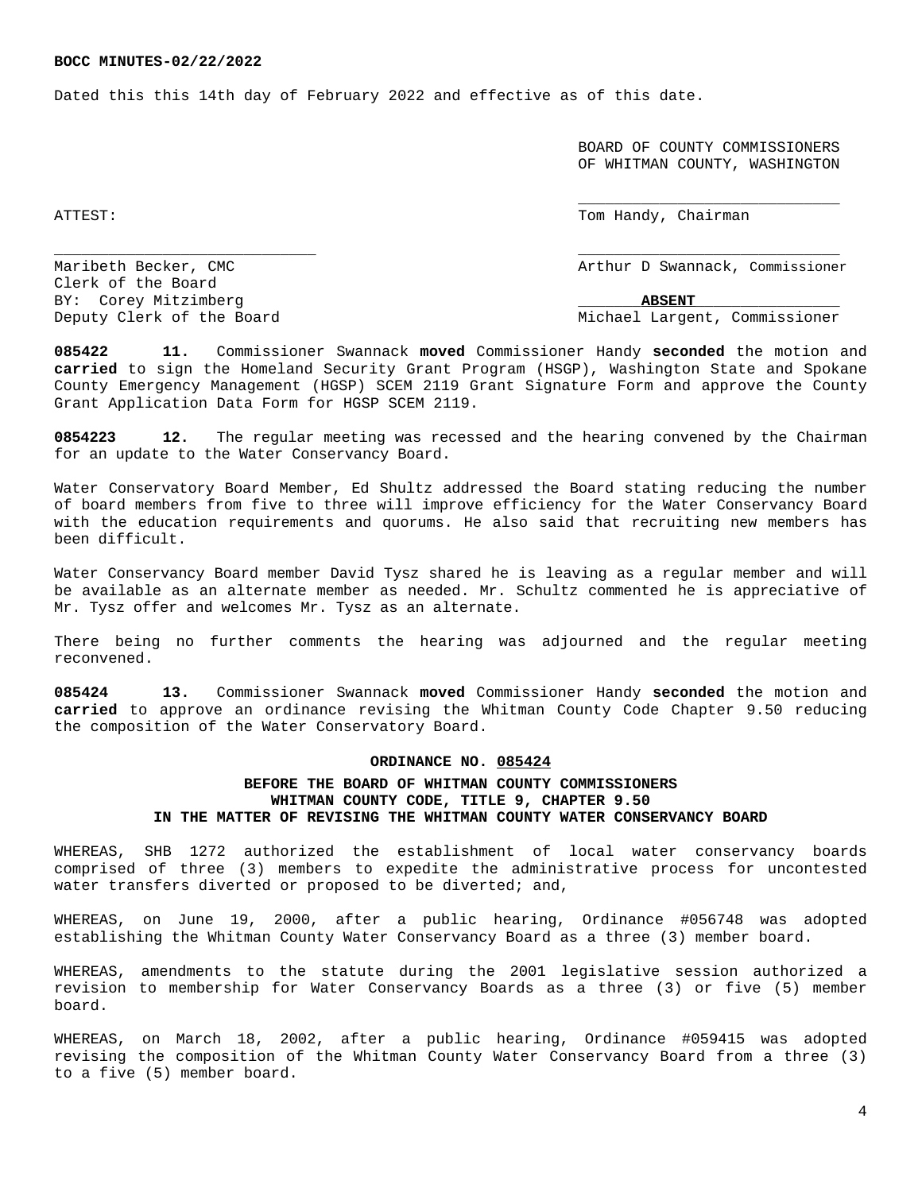**BOCC MINUTES-02/22/2022**

Dated this this 14th day of February 2022 and effective as of this date.

BOARD OF COUNTY COMMISSIONERS
OF WHITMAN COUNTY, WASHINGTON

_____________________________
Tom Handy, Chairman

ATTEST:

_____________________________
Maribeth Becker, CMC
Clerk of the Board
BY: Corey Mitzimberg
Deputy Clerk of the Board

_____________________________
Arthur D Swannack, Commissioner

**ABSENT**
Michael Largent, Commissioner

**085422 11.** Commissioner Swannack **moved** Commissioner Handy **seconded** the motion and **carried** to sign the Homeland Security Grant Program (HSGP), Washington State and Spokane County Emergency Management (HGSP) SCEM 2119 Grant Signature Form and approve the County Grant Application Data Form for HGSP SCEM 2119.

**0854223 12.** The regular meeting was recessed and the hearing convened by the Chairman for an update to the Water Conservancy Board.

Water Conservatory Board Member, Ed Shultz addressed the Board stating reducing the number of board members from five to three will improve efficiency for the Water Conservancy Board with the education requirements and quorums. He also said that recruiting new members has been difficult.

Water Conservancy Board member David Tysz shared he is leaving as a regular member and will be available as an alternate member as needed. Mr. Schultz commented he is appreciative of Mr. Tysz offer and welcomes Mr. Tysz as an alternate.

There being no further comments the hearing was adjourned and the regular meeting reconvened.

**085424 13.** Commissioner Swannack **moved** Commissioner Handy **seconded** the motion and **carried** to approve an ordinance revising the Whitman County Code Chapter 9.50 reducing the composition of the Water Conservatory Board.

**ORDINANCE NO. 085424**

**BEFORE THE BOARD OF WHITMAN COUNTY COMMISSIONERS**
**WHITMAN COUNTY CODE, TITLE 9, CHAPTER 9.50**
**IN THE MATTER OF REVISING THE WHITMAN COUNTY WATER CONSERVANCY BOARD**

WHEREAS, SHB 1272 authorized the establishment of local water conservancy boards comprised of three (3) members to expedite the administrative process for uncontested water transfers diverted or proposed to be diverted; and,

WHEREAS, on June 19, 2000, after a public hearing, Ordinance #056748 was adopted establishing the Whitman County Water Conservancy Board as a three (3) member board.

WHEREAS, amendments to the statute during the 2001 legislative session authorized a revision to membership for Water Conservancy Boards as a three (3) or five (5) member board.

WHEREAS, on March 18, 2002, after a public hearing, Ordinance #059415 was adopted revising the composition of the Whitman County Water Conservancy Board from a three (3) to a five (5) member board.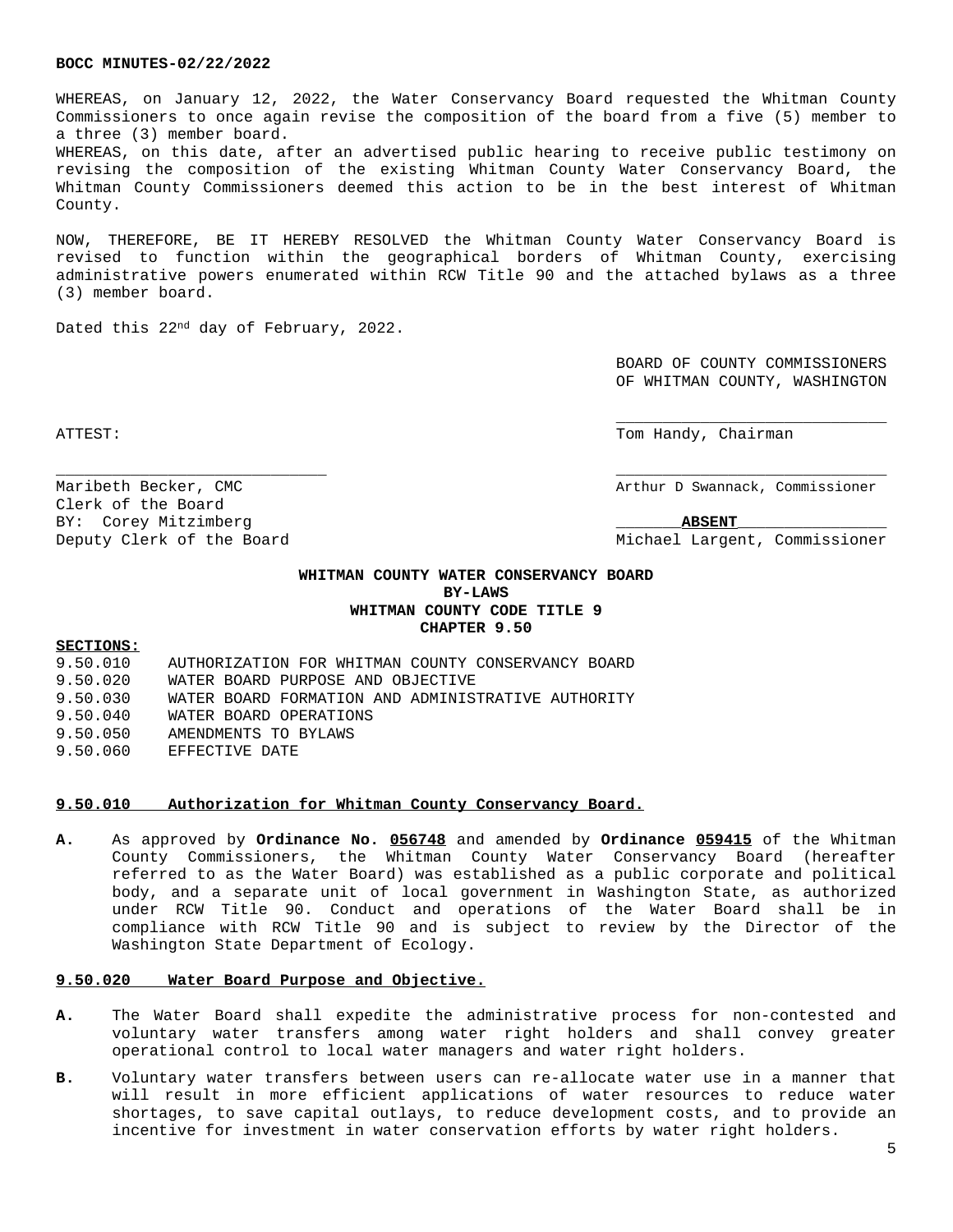WHEREAS, on January 12, 2022, the Water Conservancy Board requested the Whitman County Commissioners to once again revise the composition of the board from a five (5) member to a three (3) member board.
WHEREAS, on this date, after an advertised public hearing to receive public testimony on revising the composition of the existing Whitman County Water Conservancy Board, the Whitman County Commissioners deemed this action to be in the best interest of Whitman County.

NOW, THEREFORE, BE IT HEREBY RESOLVED the Whitman County Water Conservancy Board is revised to function within the geographical borders of Whitman County, exercising administrative powers enumerated within RCW Title 90 and the attached bylaws as a three (3) member board.

Dated this 22nd day of February, 2022.

BOARD OF COUNTY COMMISSIONERS
OF WHITMAN COUNTY, WASHINGTON

ATTEST:

\_\_\_\_\_\_\_\_\_\_\_\_\_\_\_\_\_\_\_\_\_\_\_\_\_\_\_\_
Tom Handy, Chairman

\_\_\_\_\_\_\_\_\_\_\_\_\_\_\_\_\_\_\_\_\_\_\_\_\_\_\_\_
Maribeth Becker, CMC
Clerk of the Board
BY: Corey Mitzimberg
Deputy Clerk of the Board

\_\_\_\_\_\_\_\_\_\_\_\_\_\_\_\_\_\_\_\_\_\_\_\_\_\_\_\_
Arthur D Swannack, Commissioner

**ABSENT**
Michael Largent, Commissioner

## WHITMAN COUNTY WATER CONSERVANCY BOARD
## BY-LAWS
## WHITMAN COUNTY CODE TITLE 9
## CHAPTER 9.50

**SECTIONS:**

9.50.010 AUTHORIZATION FOR WHITMAN COUNTY CONSERVANCY BOARD
9.50.020 WATER BOARD PURPOSE AND OBJECTIVE
9.50.030 WATER BOARD FORMATION AND ADMINISTRATIVE AUTHORITY
9.50.040 WATER BOARD OPERATIONS
9.50.050 AMENDMENTS TO BYLAWS
9.50.060 EFFECTIVE DATE

### 9.50.010 Authorization for Whitman County Conservancy Board.

**A.** As approved by **Ordinance No. 056748** and amended by **Ordinance 059415** of the Whitman County Commissioners, the Whitman County Water Conservancy Board (hereafter referred to as the Water Board) was established as a public corporate and political body, and a separate unit of local government in Washington State, as authorized under RCW Title 90. Conduct and operations of the Water Board shall be in compliance with RCW Title 90 and is subject to review by the Director of the Washington State Department of Ecology.

### 9.50.020 Water Board Purpose and Objective.

**A.** The Water Board shall expedite the administrative process for non-contested and voluntary water transfers among water right holders and shall convey greater operational control to local water managers and water right holders.

**B.** Voluntary water transfers between users can re-allocate water use in a manner that will result in more efficient applications of water resources to reduce water shortages, to save capital outlays, to reduce development costs, and to provide an incentive for investment in water conservation efforts by water right holders.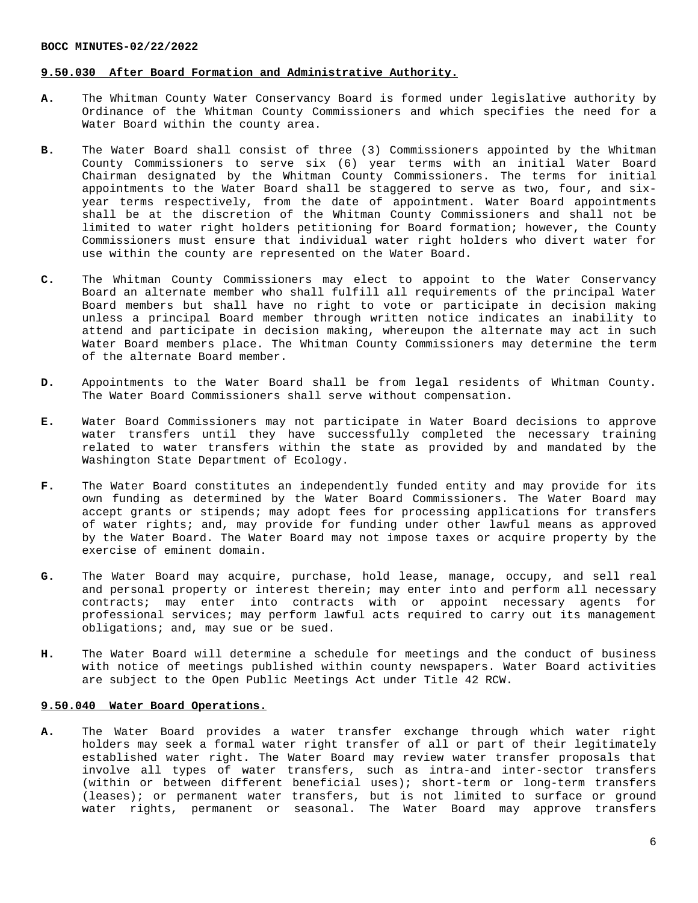**9.50.030 After Board Formation and Administrative Authority.**

**A.** The Whitman County Water Conservancy Board is formed under legislative authority by Ordinance of the Whitman County Commissioners and which specifies the need for a Water Board within the county area.

**B.** The Water Board shall consist of three (3) Commissioners appointed by the Whitman County Commissioners to serve six (6) year terms with an initial Water Board Chairman designated by the Whitman County Commissioners. The terms for initial appointments to the Water Board shall be staggered to serve as two, four, and six-year terms respectively, from the date of appointment. Water Board appointments shall be at the discretion of the Whitman County Commissioners and shall not be limited to water right holders petitioning for Board formation; however, the County Commissioners must ensure that individual water right holders who divert water for use within the county are represented on the Water Board.

**C.** The Whitman County Commissioners may elect to appoint to the Water Conservancy Board an alternate member who shall fulfill all requirements of the principal Water Board members but shall have no right to vote or participate in decision making unless a principal Board member through written notice indicates an inability to attend and participate in decision making, whereupon the alternate may act in such Water Board members place. The Whitman County Commissioners may determine the term of the alternate Board member.

**D.** Appointments to the Water Board shall be from legal residents of Whitman County. The Water Board Commissioners shall serve without compensation.

**E.** Water Board Commissioners may not participate in Water Board decisions to approve water transfers until they have successfully completed the necessary training related to water transfers within the state as provided by and mandated by the Washington State Department of Ecology.

**F.** The Water Board constitutes an independently funded entity and may provide for its own funding as determined by the Water Board Commissioners. The Water Board may accept grants or stipends; may adopt fees for processing applications for transfers of water rights; and, may provide for funding under other lawful means as approved by the Water Board. The Water Board may not impose taxes or acquire property by the exercise of eminent domain.

**G.** The Water Board may acquire, purchase, hold lease, manage, occupy, and sell real and personal property or interest therein; may enter into and perform all necessary contracts; may enter into contracts with or appoint necessary agents for professional services; may perform lawful acts required to carry out its management obligations; and, may sue or be sued.

**H.** The Water Board will determine a schedule for meetings and the conduct of business with notice of meetings published within county newspapers. Water Board activities are subject to the Open Public Meetings Act under Title 42 RCW.

**9.50.040 Water Board Operations.**

**A.** The Water Board provides a water transfer exchange through which water right holders may seek a formal water right transfer of all or part of their legitimately established water right. The Water Board may review water transfer proposals that involve all types of water transfers, such as intra-and inter-sector transfers (within or between different beneficial uses); short-term or long-term transfers (leases); or permanent water transfers, but is not limited to surface or ground water rights, permanent or seasonal. The Water Board may approve transfers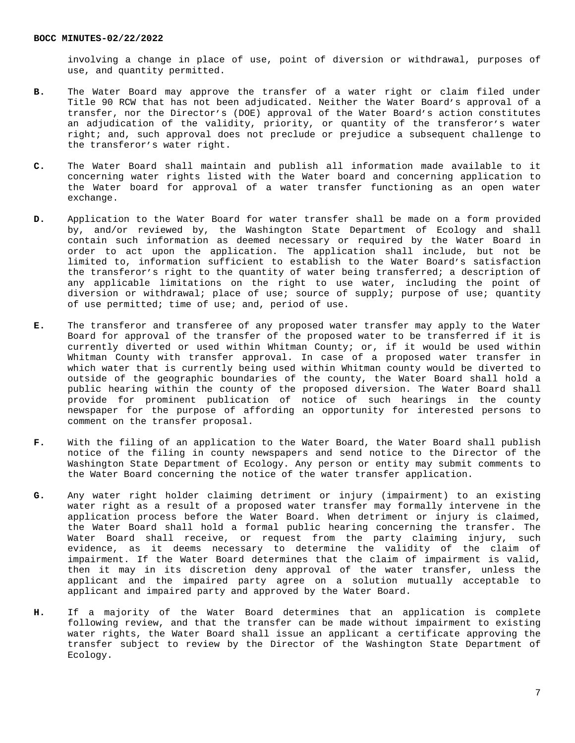involving a change in place of use, point of diversion or withdrawal, purposes of use, and quantity permitted.

**B.** The Water Board may approve the transfer of a water right or claim filed under Title 90 RCW that has not been adjudicated. Neither the Water Board's approval of a transfer, nor the Director's (DOE) approval of the Water Board's action constitutes an adjudication of the validity, priority, or quantity of the transferor's water right; and, such approval does not preclude or prejudice a subsequent challenge to the transferor's water right.

**C.** The Water Board shall maintain and publish all information made available to it concerning water rights listed with the Water board and concerning application to the Water board for approval of a water transfer functioning as an open water exchange.

**D.** Application to the Water Board for water transfer shall be made on a form provided by, and/or reviewed by, the Washington State Department of Ecology and shall contain such information as deemed necessary or required by the Water Board in order to act upon the application. The application shall include, but not be limited to, information sufficient to establish to the Water Board's satisfaction the transferor's right to the quantity of water being transferred; a description of any applicable limitations on the right to use water, including the point of diversion or withdrawal; place of use; source of supply; purpose of use; quantity of use permitted; time of use; and, period of use.

**E.** The transferor and transferee of any proposed water transfer may apply to the Water Board for approval of the transfer of the proposed water to be transferred if it is currently diverted or used within Whitman County; or, if it would be used within Whitman County with transfer approval. In case of a proposed water transfer in which water that is currently being used within Whitman county would be diverted to outside of the geographic boundaries of the county, the Water Board shall hold a public hearing within the county of the proposed diversion. The Water Board shall provide for prominent publication of notice of such hearings in the county newspaper for the purpose of affording an opportunity for interested persons to comment on the transfer proposal.

**F.** With the filing of an application to the Water Board, the Water Board shall publish notice of the filing in county newspapers and send notice to the Director of the Washington State Department of Ecology. Any person or entity may submit comments to the Water Board concerning the notice of the water transfer application.

**G.** Any water right holder claiming detriment or injury (impairment) to an existing water right as a result of a proposed water transfer may formally intervene in the application process before the Water Board. When detriment or injury is claimed, the Water Board shall hold a formal public hearing concerning the transfer. The Water Board shall receive, or request from the party claiming injury, such evidence, as it deems necessary to determine the validity of the claim of impairment. If the Water Board determines that the claim of impairment is valid, then it may in its discretion deny approval of the water transfer, unless the applicant and the impaired party agree on a solution mutually acceptable to applicant and impaired party and approved by the Water Board.

**H.** If a majority of the Water Board determines that an application is complete following review, and that the transfer can be made without impairment to existing water rights, the Water Board shall issue an applicant a certificate approving the transfer subject to review by the Director of the Washington State Department of Ecology.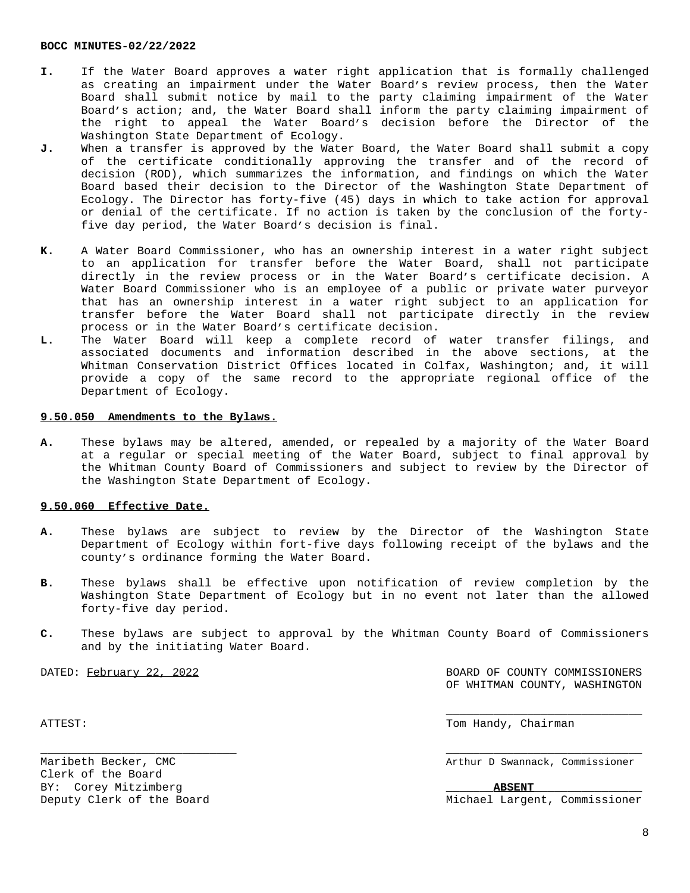**I.** If the Water Board approves a water right application that is formally challenged as creating an impairment under the Water Board's review process, then the Water Board shall submit notice by mail to the party claiming impairment of the Water Board's action; and, the Water Board shall inform the party claiming impairment of the right to appeal the Water Board's decision before the Director of the Washington State Department of Ecology.

**J.** When a transfer is approved by the Water Board, the Water Board shall submit a copy of the certificate conditionally approving the transfer and of the record of decision (ROD), which summarizes the information, and findings on which the Water Board based their decision to the Director of the Washington State Department of Ecology. The Director has forty-five (45) days in which to take action for approval or denial of the certificate. If no action is taken by the conclusion of the forty-five day period, the Water Board's decision is final.

**K.** A Water Board Commissioner, who has an ownership interest in a water right subject to an application for transfer before the Water Board, shall not participate directly in the review process or in the Water Board's certificate decision. A Water Board Commissioner who is an employee of a public or private water purveyor that has an ownership interest in a water right subject to an application for transfer before the Water Board shall not participate directly in the review process or in the Water Board's certificate decision.

**L.** The Water Board will keep a complete record of water transfer filings, and associated documents and information described in the above sections, at the Whitman Conservation District Offices located in Colfax, Washington; and, it will provide a copy of the same record to the appropriate regional office of the Department of Ecology.

**9.50.050 Amendments to the Bylaws.**

**A.** These bylaws may be altered, amended, or repealed by a majority of the Water Board at a regular or special meeting of the Water Board, subject to final approval by the Whitman County Board of Commissioners and subject to review by the Director of the Washington State Department of Ecology.

**9.50.060 Effective Date.**

**A.** These bylaws are subject to review by the Director of the Washington State Department of Ecology within fort-five days following receipt of the bylaws and the county's ordinance forming the Water Board.

**B.** These bylaws shall be effective upon notification of review completion by the Washington State Department of Ecology but in no event not later than the allowed forty-five day period.

**C.** These bylaws are subject to approval by the Whitman County Board of Commissioners and by the initiating Water Board.

DATED: February 22, 2022

BOARD OF COUNTY COMMISSIONERS
OF WHITMAN COUNTY, WASHINGTON

ATTEST:

\_\_\_\_\_\_\_\_\_\_\_\_\_\_\_\_\_\_\_\_\_\_\_\_\_\_\_\_
Tom Handy, Chairman

\_\_\_\_\_\_\_\_\_\_\_\_\_\_\_\_\_\_\_\_\_\_\_\_\_\_\_\_
Maribeth Becker, CMC
Clerk of the Board
BY: Corey Mitzimberg
Deputy Clerk of the Board

\_\_\_\_\_\_\_\_\_\_\_\_\_\_\_\_\_\_\_\_\_\_\_\_\_\_\_\_
Arthur D Swannack, Commissioner

**ABSENT**
Michael Largent, Commissioner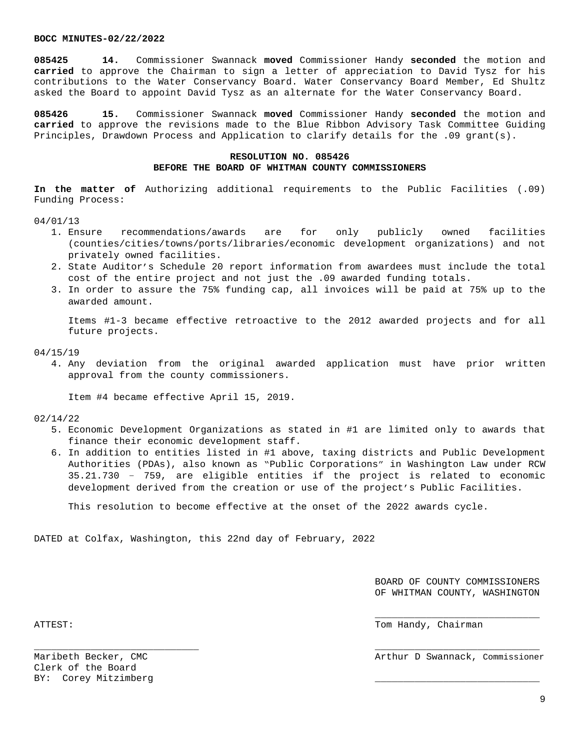**BOCC MINUTES-02/22/2022**

**085425 14.** Commissioner Swannack **moved** Commissioner Handy **seconded** the motion and **carried** to approve the Chairman to sign a letter of appreciation to David Tysz for his contributions to the Water Conservancy Board. Water Conservancy Board Member, Ed Shultz asked the Board to appoint David Tysz as an alternate for the Water Conservancy Board.

**085426 15.** Commissioner Swannack **moved** Commissioner Handy **seconded** the motion and **carried** to approve the revisions made to the Blue Ribbon Advisory Task Committee Guiding Principles, Drawdown Process and Application to clarify details for the .09 grant(s).

**RESOLUTION NO. 085426**
**BEFORE THE BOARD OF WHITMAN COUNTY COMMISSIONERS**

**In the matter of** Authorizing additional requirements to the Public Facilities (.09) Funding Process:

04/01/13

1. Ensure recommendations/awards are for only publicly owned facilities (counties/cities/towns/ports/libraries/economic development organizations) and not privately owned facilities.
2. State Auditor's Schedule 20 report information from awardees must include the total cost of the entire project and not just the .09 awarded funding totals.
3. In order to assure the 75% funding cap, all invoices will be paid at 75% up to the awarded amount.

   Items #1-3 became effective retroactive to the 2012 awarded projects and for all future projects.

04/15/19

4. Any deviation from the original awarded application must have prior written approval from the county commissioners.

   Item #4 became effective April 15, 2019.

02/14/22

5. Economic Development Organizations as stated in #1 are limited only to awards that finance their economic development staff.
6. In addition to entities listed in #1 above, taxing districts and Public Development Authorities (PDAs), also known as "Public Corporations" in Washington Law under RCW 35.21.730 – 759, are eligible entities if the project is related to economic development derived from the creation or use of the project's Public Facilities.

   This resolution to become effective at the onset of the 2022 awards cycle.

DATED at Colfax, Washington, this 22nd day of February, 2022

BOARD OF COUNTY COMMISSIONERS
OF WHITMAN COUNTY, WASHINGTON

ATTEST:

\_\_\_\_\_\_\_\_\_\_\_\_\_\_\_\_\_\_\_\_\_\_\_\_\_\_\_\_
Tom Handy, Chairman

\_\_\_\_\_\_\_\_\_\_\_\_\_\_\_\_\_\_\_\_\_\_\_\_\_\_\_\_
Maribeth Becker, CMC
Clerk of the Board
BY: Corey Mitzimberg

\_\_\_\_\_\_\_\_\_\_\_\_\_\_\_\_\_\_\_\_\_\_\_\_\_\_\_\_
Arthur D Swannack, Commissioner

\_\_\_\_\_\_\_\_\_\_\_\_\_\_\_\_\_\_\_\_\_\_\_\_\_\_\_\_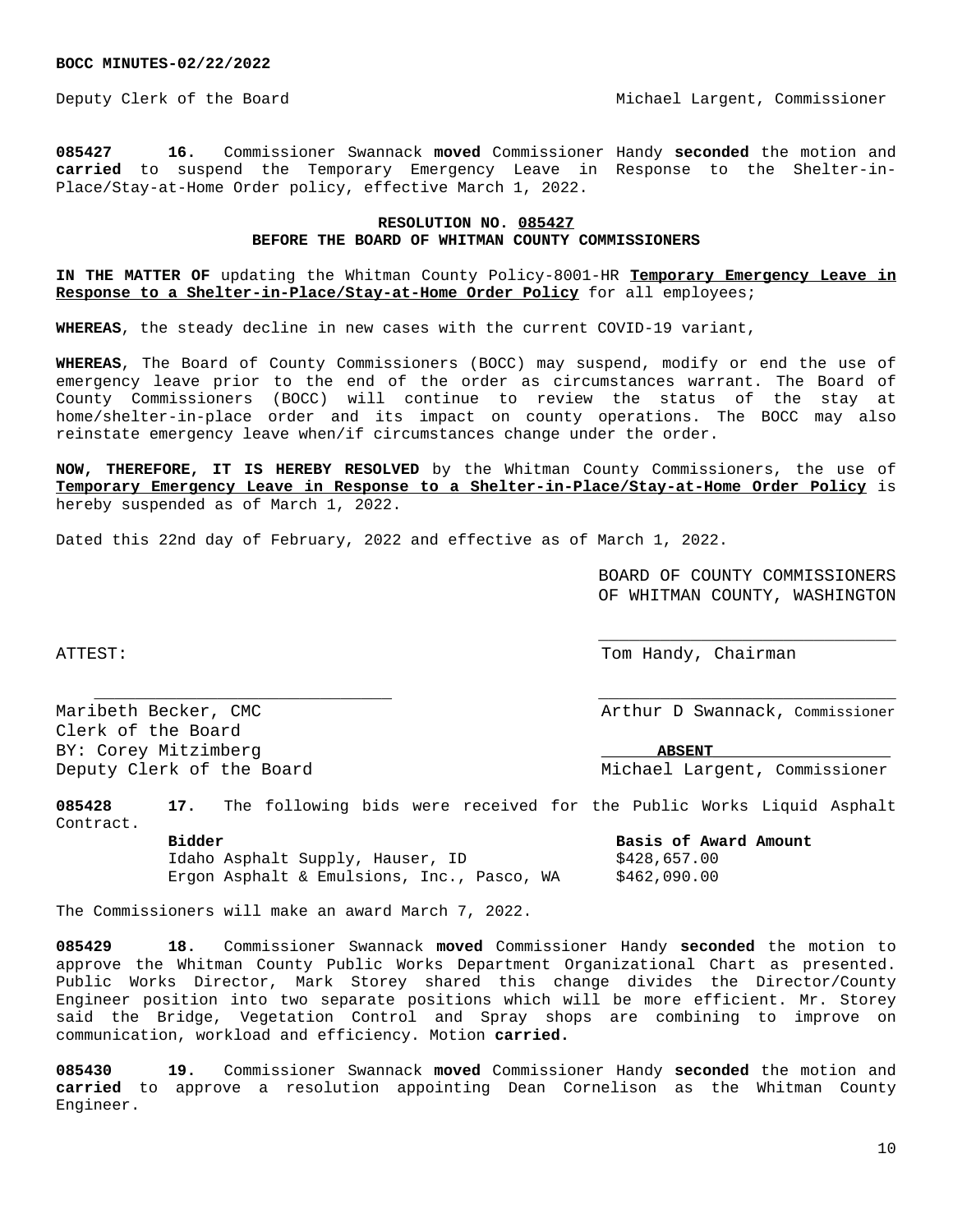Deputy Clerk of the Board                                        Michael Largent, Commissioner

**085427 16.** Commissioner Swannack **moved** Commissioner Handy **seconded** the motion and **carried** to suspend the Temporary Emergency Leave in Response to the Shelter-in-Place/Stay-at-Home Order policy, effective March 1, 2022.

**RESOLUTION NO. 085427**
**BEFORE THE BOARD OF WHITMAN COUNTY COMMISSIONERS**

**IN THE MATTER OF** updating the Whitman County Policy-8001-HR **Temporary Emergency Leave in Response to a Shelter-in-Place/Stay-at-Home Order Policy** for all employees;

**WHEREAS**, the steady decline in new cases with the current COVID-19 variant,

**WHEREAS**, The Board of County Commissioners (BOCC) may suspend, modify or end the use of emergency leave prior to the end of the order as circumstances warrant. The Board of County Commissioners (BOCC) will continue to review the status of the stay at home/shelter-in-place order and its impact on county operations. The BOCC may also reinstate emergency leave when/if circumstances change under the order.

**NOW, THEREFORE, IT IS HEREBY RESOLVED** by the Whitman County Commissioners, the use of **Temporary Emergency Leave in Response to a Shelter-in-Place/Stay-at-Home Order Policy** is hereby suspended as of March 1, 2022.

Dated this 22nd day of February, 2022 and effective as of March 1, 2022.

BOARD OF COUNTY COMMISSIONERS
OF WHITMAN COUNTY, WASHINGTON

ATTEST:

_____________________________
Tom Handy, Chairman

_____________________________
Maribeth Becker, CMC
Clerk of the Board
BY: Corey Mitzimberg
Deputy Clerk of the Board

_____________________________
Arthur D Swannack, Commissioner

**ABSENT**
Michael Largent, Commissioner

**085428 17.** The following bids were received for the Public Works Liquid Asphalt Contract.

| **Bidder** | **Basis of Award Amount** |
|---|---|
| Idaho Asphalt Supply, Hauser, ID | $428,657.00 |
| Ergon Asphalt & Emulsions, Inc., Pasco, WA | $462,090.00 |

The Commissioners will make an award March 7, 2022.

**085429 18.** Commissioner Swannack **moved** Commissioner Handy **seconded** the motion to approve the Whitman County Public Works Department Organizational Chart as presented. Public Works Director, Mark Storey shared this change divides the Director/County Engineer position into two separate positions which will be more efficient. Mr. Storey said the Bridge, Vegetation Control and Spray shops are combining to improve on communication, workload and efficiency. Motion **carried.**

**085430 19.** Commissioner Swannack **moved** Commissioner Handy **seconded** the motion and **carried** to approve a resolution appointing Dean Cornelison as the Whitman County Engineer.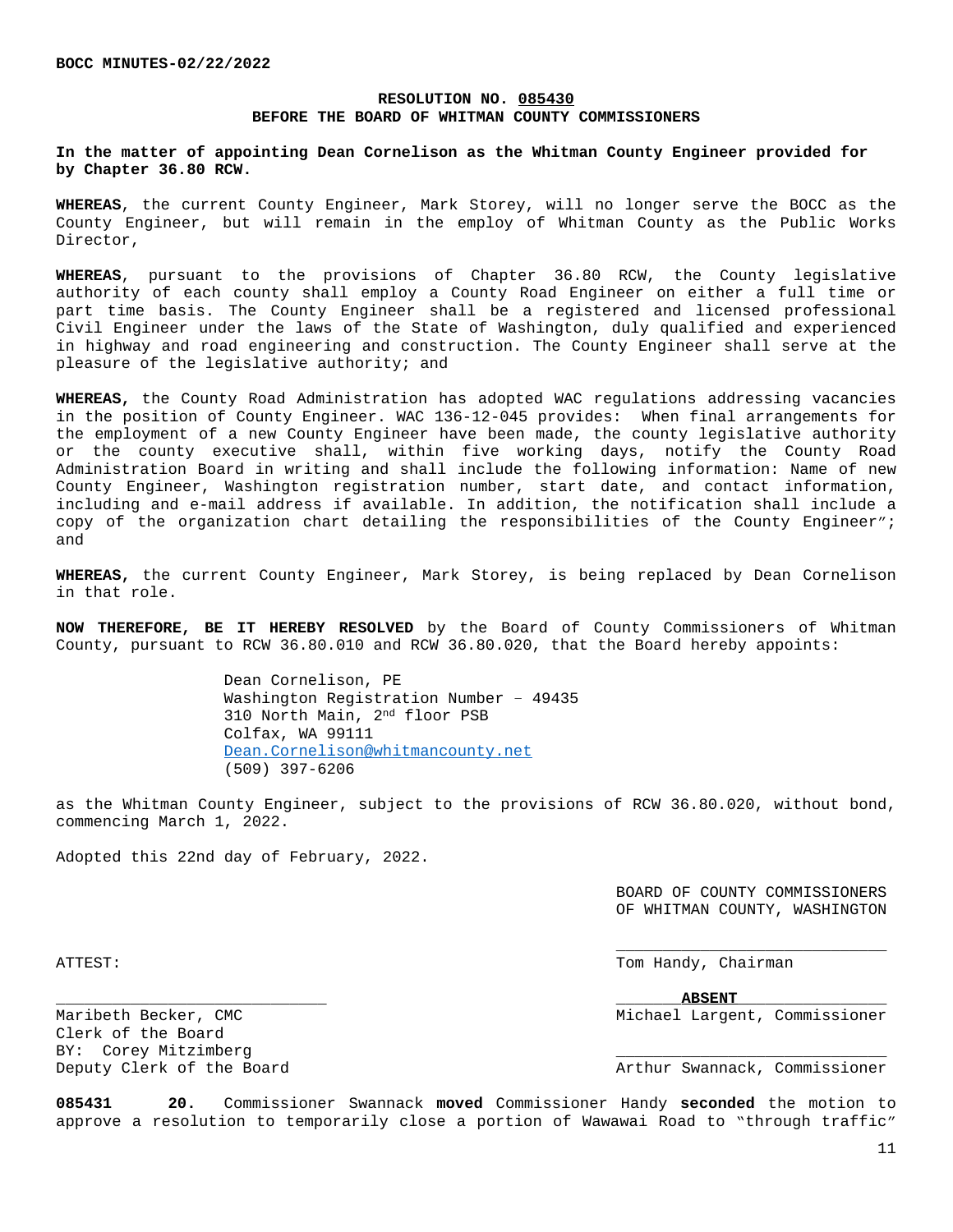**RESOLUTION NO. 085430**
**BEFORE THE BOARD OF WHITMAN COUNTY COMMISSIONERS**

**In the matter of appointing Dean Cornelison as the Whitman County Engineer provided for by Chapter 36.80 RCW.**

**WHEREAS**, the current County Engineer, Mark Storey, will no longer serve the BOCC as the County Engineer, but will remain in the employ of Whitman County as the Public Works Director,

**WHEREAS**, pursuant to the provisions of Chapter 36.80 RCW, the County legislative authority of each county shall employ a County Road Engineer on either a full time or part time basis. The County Engineer shall be a registered and licensed professional Civil Engineer under the laws of the State of Washington, duly qualified and experienced in highway and road engineering and construction. The County Engineer shall serve at the pleasure of the legislative authority; and

**WHEREAS,** the County Road Administration has adopted WAC regulations addressing vacancies in the position of County Engineer. WAC 136-12-045 provides: When final arrangements for the employment of a new County Engineer have been made, the county legislative authority or the county executive shall, within five working days, notify the County Road Administration Board in writing and shall include the following information: Name of new County Engineer, Washington registration number, start date, and contact information, including and e-mail address if available. In addition, the notification shall include a copy of the organization chart detailing the responsibilities of the County Engineer"; and

**WHEREAS,** the current County Engineer, Mark Storey, is being replaced by Dean Cornelison in that role.

**NOW THEREFORE, BE IT HEREBY RESOLVED** by the Board of County Commissioners of Whitman County, pursuant to RCW 36.80.010 and RCW 36.80.020, that the Board hereby appoints:

Dean Cornelison, PE
Washington Registration Number – 49435
310 North Main, 2nd floor PSB
Colfax, WA 99111
Dean.Cornelison@whitmancounty.net
(509) 397-6206

as the Whitman County Engineer, subject to the provisions of RCW 36.80.020, without bond, commencing March 1, 2022.

Adopted this 22nd day of February, 2022.

BOARD OF COUNTY COMMISSIONERS
OF WHITMAN COUNTY, WASHINGTON

\_\_\_\_\_\_\_\_\_\_\_\_\_\_\_\_\_\_\_\_\_\_\_\_\_\_\_\_
Tom Handy, Chairman

**ABSENT**
Michael Largent, Commissioner

\_\_\_\_\_\_\_\_\_\_\_\_\_\_\_\_\_\_\_\_\_\_\_\_\_\_\_\_
Arthur Swannack, Commissioner

ATTEST:

\_\_\_\_\_\_\_\_\_\_\_\_\_\_\_\_\_\_\_\_\_\_\_\_\_\_\_\_
Maribeth Becker, CMC
Clerk of the Board
BY: Corey Mitzimberg
Deputy Clerk of the Board

**085431 20.** Commissioner Swannack **moved** Commissioner Handy **seconded** the motion to approve a resolution to temporarily close a portion of Wawawai Road to "through traffic"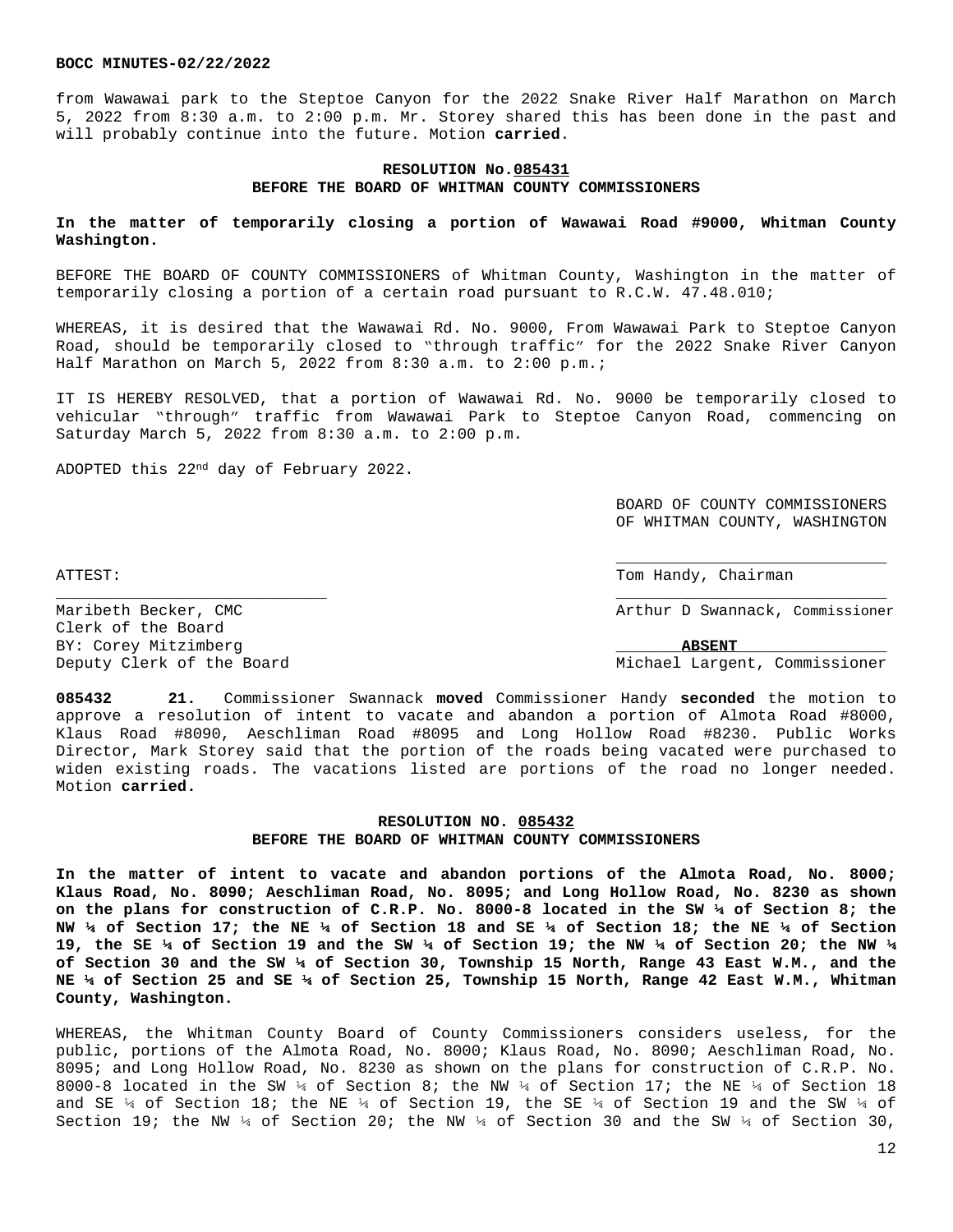from Wawawai park to the Steptoe Canyon for the 2022 Snake River Half Marathon on March 5, 2022 from 8:30 a.m. to 2:00 p.m. Mr. Storey shared this has been done in the past and will probably continue into the future. Motion **carried**.

**RESOLUTION No.085431**
**BEFORE THE BOARD OF WHITMAN COUNTY COMMISSIONERS**

**In the matter of temporarily closing a portion of Wawawai Road #9000, Whitman County Washington.**

BEFORE THE BOARD OF COUNTY COMMISSIONERS of Whitman County, Washington in the matter of temporarily closing a portion of a certain road pursuant to R.C.W. 47.48.010;

WHEREAS, it is desired that the Wawawai Rd. No. 9000, From Wawawai Park to Steptoe Canyon Road, should be temporarily closed to "through traffic" for the 2022 Snake River Canyon Half Marathon on March 5, 2022 from 8:30 a.m. to 2:00 p.m.;

IT IS HEREBY RESOLVED, that a portion of Wawawai Rd. No. 9000 be temporarily closed to vehicular "through" traffic from Wawawai Park to Steptoe Canyon Road, commencing on Saturday March 5, 2022 from 8:30 a.m. to 2:00 p.m.

ADOPTED this 22nd day of February 2022.

BOARD OF COUNTY COMMISSIONERS
OF WHITMAN COUNTY, WASHINGTON

____________________________
Tom Handy, Chairman

____________________________
Arthur D Swannack, Commissioner

ABSENT
Michael Largent, Commissioner

ATTEST:

____________________________
Maribeth Becker, CMC
Clerk of the Board
BY: Corey Mitzimberg
Deputy Clerk of the Board

**085432 21.** Commissioner Swannack **moved** Commissioner Handy **seconded** the motion to approve a resolution of intent to vacate and abandon a portion of Almota Road #8000, Klaus Road #8090, Aeschliman Road #8095 and Long Hollow Road #8230. Public Works Director, Mark Storey said that the portion of the roads being vacated were purchased to widen existing roads. The vacations listed are portions of the road no longer needed. Motion **carried.**

**RESOLUTION NO. 085432**
**BEFORE THE BOARD OF WHITMAN COUNTY COMMISSIONERS**

**In the matter of intent to vacate and abandon portions of the Almota Road, No. 8000; Klaus Road, No. 8090; Aeschliman Road, No. 8095; and Long Hollow Road, No. 8230 as shown on the plans for construction of C.R.P. No. 8000-8 located in the SW ¼ of Section 8; the NW ¼ of Section 17; the NE ¼ of Section 18 and SE ¼ of Section 18; the NE ¼ of Section 19, the SE ¼ of Section 19 and the SW ¼ of Section 19; the NW ¼ of Section 20; the NW ¼ of Section 30 and the SW ¼ of Section 30, Township 15 North, Range 43 East W.M., and the NE ¼ of Section 25 and SE ¼ of Section 25, Township 15 North, Range 42 East W.M., Whitman County, Washington.**

WHEREAS, the Whitman County Board of County Commissioners considers useless, for the public, portions of the Almota Road, No. 8000; Klaus Road, No. 8090; Aeschliman Road, No. 8095; and Long Hollow Road, No. 8230 as shown on the plans for construction of C.R.P. No. 8000-8 located in the SW ¼ of Section 8; the NW ¼ of Section 17; the NE ¼ of Section 18 and SE ¼ of Section 18; the NE ¼ of Section 19, the SE ¼ of Section 19 and the SW ¼ of Section 19; the NW ¼ of Section 20; the NW ¼ of Section 30 and the SW ¼ of Section 30,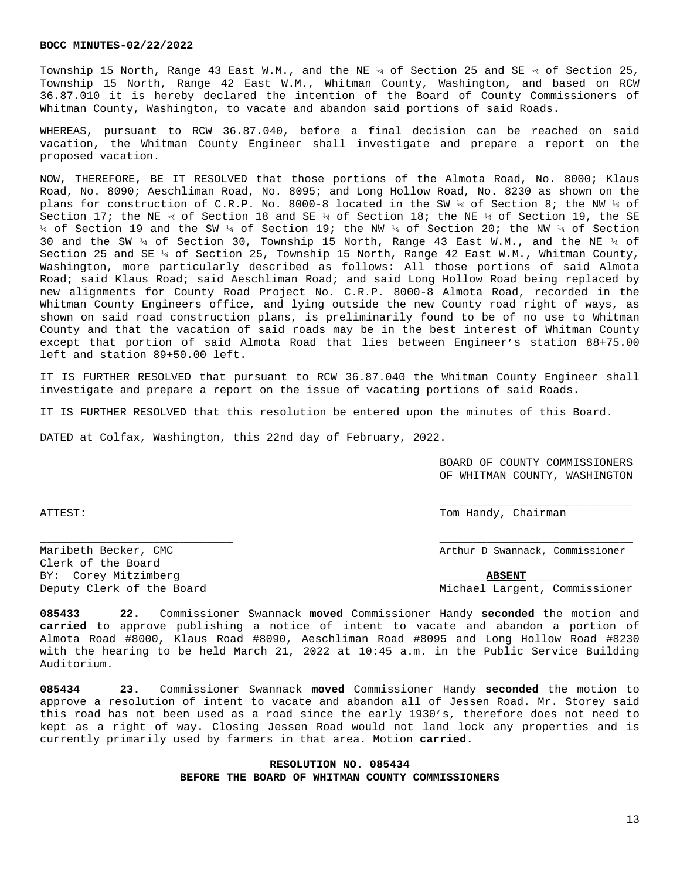Township 15 North, Range 43 East W.M., and the NE ¼ of Section 25 and SE ¼ of Section 25, Township 15 North, Range 42 East W.M., Whitman County, Washington, and based on RCW 36.87.010 it is hereby declared the intention of the Board of County Commissioners of Whitman County, Washington, to vacate and abandon said portions of said Roads.

WHEREAS, pursuant to RCW 36.87.040, before a final decision can be reached on said vacation, the Whitman County Engineer shall investigate and prepare a report on the proposed vacation.

NOW, THEREFORE, BE IT RESOLVED that those portions of the Almota Road, No. 8000; Klaus Road, No. 8090; Aeschliman Road, No. 8095; and Long Hollow Road, No. 8230 as shown on the plans for construction of C.R.P. No. 8000-8 located in the SW ¼ of Section 8; the NW ¼ of Section 17; the NE ¼ of Section 18 and SE ¼ of Section 18; the NE ¼ of Section 19, the SE ¼ of Section 19 and the SW ¼ of Section 19; the NW ¼ of Section 20; the NW ¼ of Section 30 and the SW ¼ of Section 30, Township 15 North, Range 43 East W.M., and the NE ¼ of Section 25 and SE ¼ of Section 25, Township 15 North, Range 42 East W.M., Whitman County, Washington, more particularly described as follows: All those portions of said Almota Road; said Klaus Road; said Aeschliman Road; and said Long Hollow Road being replaced by new alignments for County Road Project No. C.R.P. 8000-8 Almota Road, recorded in the Whitman County Engineers office, and lying outside the new County road right of ways, as shown on said road construction plans, is preliminarily found to be of no use to Whitman County and that the vacation of said roads may be in the best interest of Whitman County except that portion of said Almota Road that lies between Engineer's station 88+75.00 left and station 89+50.00 left.

IT IS FURTHER RESOLVED that pursuant to RCW 36.87.040 the Whitman County Engineer shall investigate and prepare a report on the issue of vacating portions of said Roads.

IT IS FURTHER RESOLVED that this resolution be entered upon the minutes of this Board.

DATED at Colfax, Washington, this 22nd day of February, 2022.

BOARD OF COUNTY COMMISSIONERS
OF WHITMAN COUNTY, WASHINGTON

ATTEST:

____________________________
Tom Handy, Chairman

____________________________
Maribeth Becker, CMC
Clerk of the Board
BY: Corey Mitzimberg
Deputy Clerk of the Board

____________________________
Arthur D Swannack, Commissioner

_______**ABSENT**_______________
Michael Largent, Commissioner

**085433 22.** Commissioner Swannack **moved** Commissioner Handy **seconded** the motion and **carried** to approve publishing a notice of intent to vacate and abandon a portion of Almota Road #8000, Klaus Road #8090, Aeschliman Road #8095 and Long Hollow Road #8230 with the hearing to be held March 21, 2022 at 10:45 a.m. in the Public Service Building Auditorium.

**085434 23.** Commissioner Swannack **moved** Commissioner Handy **seconded** the motion to approve a resolution of intent to vacate and abandon all of Jessen Road. Mr. Storey said this road has not been used as a road since the early 1930's, therefore does not need to kept as a right of way. Closing Jessen Road would not land lock any properties and is currently primarily used by farmers in that area. Motion **carried.**

**RESOLUTION NO. 085434**
**BEFORE THE BOARD OF WHITMAN COUNTY COMMISSIONERS**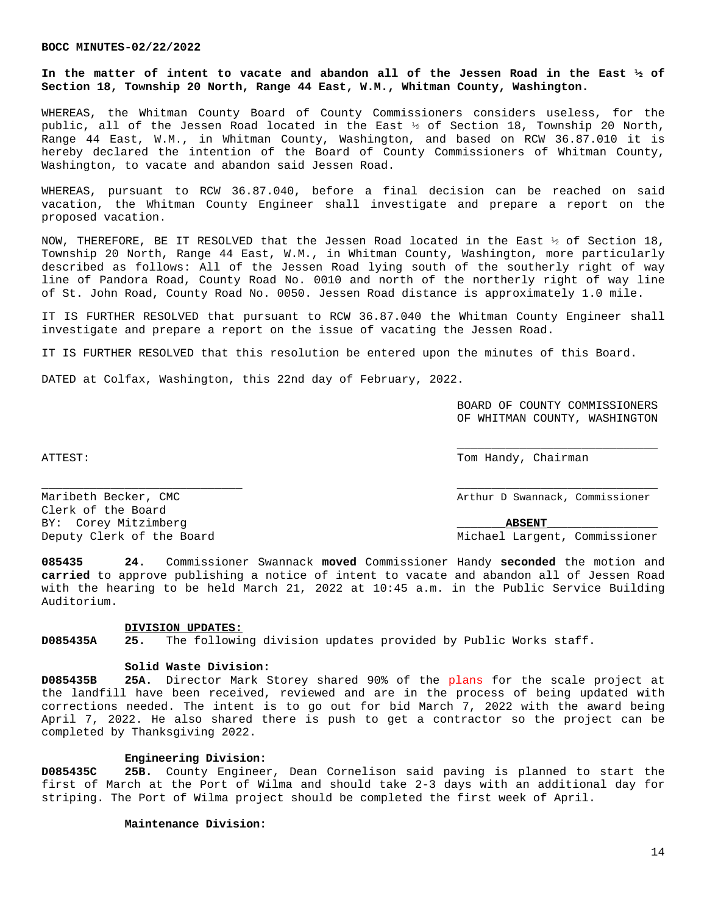**In the matter of intent to vacate and abandon all of the Jessen Road in the East ½ of Section 18, Township 20 North, Range 44 East, W.M., Whitman County, Washington.**

WHEREAS, the Whitman County Board of County Commissioners considers useless, for the public, all of the Jessen Road located in the East ½ of Section 18, Township 20 North, Range 44 East, W.M., in Whitman County, Washington, and based on RCW 36.87.010 it is hereby declared the intention of the Board of County Commissioners of Whitman County, Washington, to vacate and abandon said Jessen Road.

WHEREAS, pursuant to RCW 36.87.040, before a final decision can be reached on said vacation, the Whitman County Engineer shall investigate and prepare a report on the proposed vacation.

NOW, THEREFORE, BE IT RESOLVED that the Jessen Road located in the East ½ of Section 18, Township 20 North, Range 44 East, W.M., in Whitman County, Washington, more particularly described as follows: All of the Jessen Road lying south of the southerly right of way line of Pandora Road, County Road No. 0010 and north of the northerly right of way line of St. John Road, County Road No. 0050. Jessen Road distance is approximately 1.0 mile.

IT IS FURTHER RESOLVED that pursuant to RCW 36.87.040 the Whitman County Engineer shall investigate and prepare a report on the issue of vacating the Jessen Road.

IT IS FURTHER RESOLVED that this resolution be entered upon the minutes of this Board.

DATED at Colfax, Washington, this 22nd day of February, 2022.

BOARD OF COUNTY COMMISSIONERS
OF WHITMAN COUNTY, WASHINGTON

ATTEST:

_____________________________
Tom Handy, Chairman

_____________________________
Maribeth Becker, CMC
Clerk of the Board
BY: Corey Mitzimberg
Deputy Clerk of the Board

_____________________________
Arthur D Swannack, Commissioner

_______**ABSENT**_______
Michael Largent, Commissioner

**085435 24.** Commissioner Swannack **moved** Commissioner Handy **seconded** the motion and **carried** to approve publishing a notice of intent to vacate and abandon all of Jessen Road with the hearing to be held March 21, 2022 at 10:45 a.m. in the Public Service Building Auditorium.

**DIVISION UPDATES:**

**D085435A 25.** The following division updates provided by Public Works staff.

**Solid Waste Division:**

**D085435B 25A.** Director Mark Storey shared 90% of the plans for the scale project at the landfill have been received, reviewed and are in the process of being updated with corrections needed. The intent is to go out for bid March 7, 2022 with the award being April 7, 2022. He also shared there is push to get a contractor so the project can be completed by Thanksgiving 2022.

**Engineering Division:**

**D085435C 25B.** County Engineer, Dean Cornelison said paving is planned to start the first of March at the Port of Wilma and should take 2-3 days with an additional day for striping. The Port of Wilma project should be completed the first week of April.

**Maintenance Division:**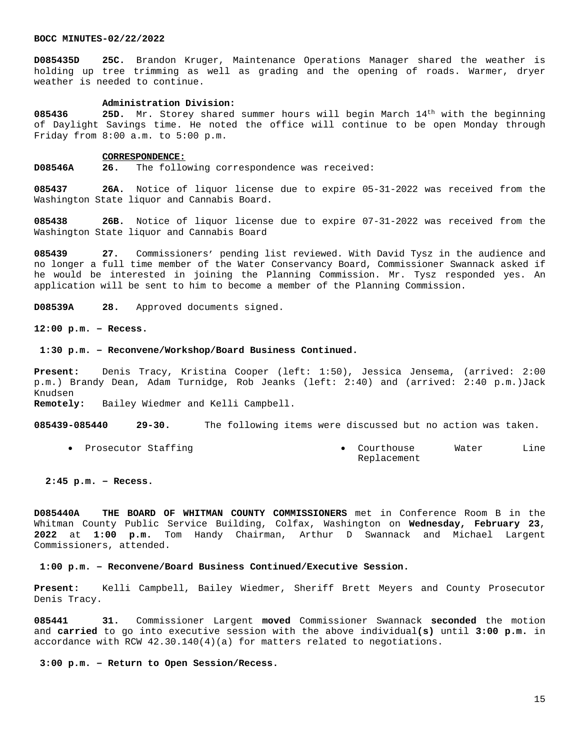**D085435D** **25C.** Brandon Kruger, Maintenance Operations Manager shared the weather is holding up tree trimming as well as grading and the opening of roads. Warmer, dryer weather is needed to continue.

**Administration Division:**

**085436** **25D.** Mr. Storey shared summer hours will begin March 14th with the beginning of Daylight Savings time. He noted the office will continue to be open Monday through Friday from 8:00 a.m. to 5:00 p.m.

**CORRESPONDENCE:**

**D08546A** **26.** The following correspondence was received:

**085437** **26A.** Notice of liquor license due to expire 05-31-2022 was received from the Washington State liquor and Cannabis Board.

**085438** **26B.** Notice of liquor license due to expire 07-31-2022 was received from the Washington State liquor and Cannabis Board

**085439** **27.** Commissioners' pending list reviewed. With David Tysz in the audience and no longer a full time member of the Water Conservancy Board, Commissioner Swannack asked if he would be interested in joining the Planning Commission. Mr. Tysz responded yes. An application will be sent to him to become a member of the Planning Commission.

**D08539A** **28.** Approved documents signed.

**12:00 p.m. – Recess.**

**1:30 p.m. – Reconvene/Workshop/Board Business Continued.**

**Present:** Denis Tracy, Kristina Cooper (left: 1:50), Jessica Jensema, (arrived: 2:00 p.m.) Brandy Dean, Adam Turnidge, Rob Jeanks (left: 2:40) and (arrived: 2:40 p.m.)Jack Knudsen

**Remotely:** Bailey Wiedmer and Kelli Campbell.

**085439-085440** **29-30.** The following items were discussed but no action was taken.

- Prosecutor Staffing
- Courthouse Water Line Replacement

**2:45 p.m. – Recess.**

**D085440A** **THE BOARD OF WHITMAN COUNTY COMMISSIONERS** met in Conference Room B in the Whitman County Public Service Building, Colfax, Washington on **Wednesday, February 23, 2022** at **1:00 p.m.** Tom Handy Chairman, Arthur D Swannack and Michael Largent Commissioners, attended.

**1:00 p.m. – Reconvene/Board Business Continued/Executive Session.**

**Present:** Kelli Campbell, Bailey Wiedmer, Sheriff Brett Meyers and County Prosecutor Denis Tracy.

**085441** **31.** Commissioner Largent **moved** Commissioner Swannack **seconded** the motion and **carried** to go into executive session with the above individual**(s)** until **3:00 p.m.** in accordance with RCW 42.30.140(4)(a) for matters related to negotiations.

**3:00 p.m. – Return to Open Session/Recess.**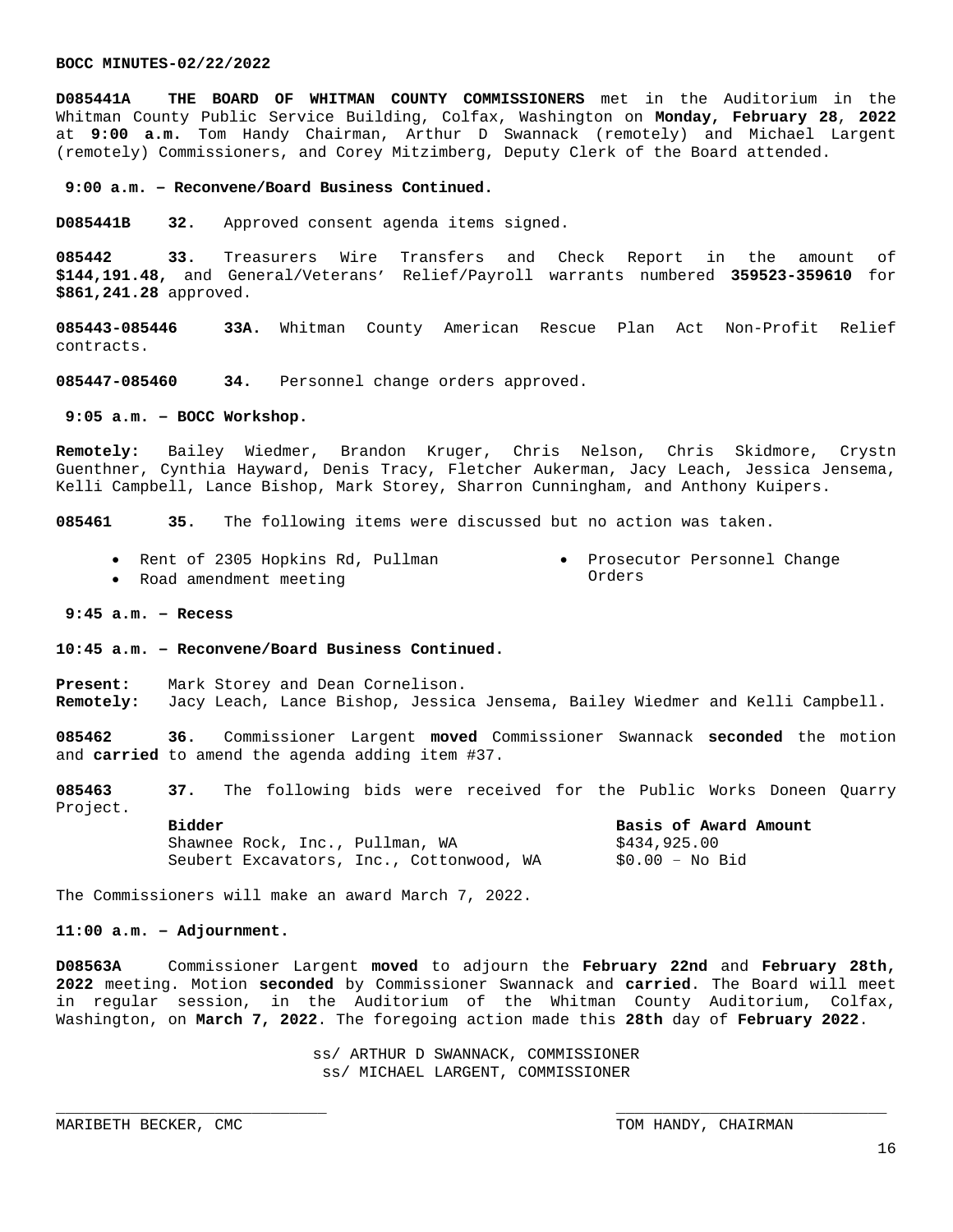**BOCC MINUTES-02/22/2022**

**D085441A THE BOARD OF WHITMAN COUNTY COMMISSIONERS** met in the Auditorium in the Whitman County Public Service Building, Colfax, Washington on **Monday, February 28**, **2022** at **9:00 a.m.** Tom Handy Chairman, Arthur D Swannack (remotely) and Michael Largent (remotely) Commissioners, and Corey Mitzimberg, Deputy Clerk of the Board attended.

**9:00 a.m. – Reconvene/Board Business Continued.**

**D085441B 32.** Approved consent agenda items signed.

**085442 33.** Treasurers Wire Transfers and Check Report in the amount of **$144,191.48**, and General/Veterans' Relief/Payroll warrants numbered **359523-359610** for **$861,241.28** approved.

**085443-085446 33A.** Whitman County American Rescue Plan Act Non-Profit Relief contracts.

**085447-085460 34.** Personnel change orders approved.

**9:05 a.m. – BOCC Workshop.**

**Remotely:** Bailey Wiedmer, Brandon Kruger, Chris Nelson, Chris Skidmore, Crystn Guenthner, Cynthia Hayward, Denis Tracy, Fletcher Aukerman, Jacy Leach, Jessica Jensema, Kelli Campbell, Lance Bishop, Mark Storey, Sharron Cunningham, and Anthony Kuipers.

**085461 35.** The following items were discussed but no action was taken.

- Rent of 2305 Hopkins Rd, Pullman
- Road amendment meeting
- Prosecutor Personnel Change Orders

**9:45 a.m. – Recess**

**10:45 a.m. – Reconvene/Board Business Continued.**

**Present:** Mark Storey and Dean Cornelison.
**Remotely:** Jacy Leach, Lance Bishop, Jessica Jensema, Bailey Wiedmer and Kelli Campbell.

**085462 36.** Commissioner Largent **moved** Commissioner Swannack **seconded** the motion and **carried** to amend the agenda adding item #37.

**085463 37.** The following bids were received for the Public Works Doneen Quarry Project.

| **Bidder** | **Basis of Award Amount** |
| --- | --- |
| Shawnee Rock, Inc., Pullman, WA | $434,925.00 |
| Seubert Excavators, Inc., Cottonwood, WA | $0.00 – No Bid |

The Commissioners will make an award March 7, 2022.

**11:00 a.m. – Adjournment.**

**D08563A** Commissioner Largent **moved** to adjourn the **February 22nd** and **February 28th, 2022** meeting. Motion **seconded** by Commissioner Swannack and **carried**. The Board will meet in regular session, in the Auditorium of the Whitman County Auditorium, Colfax, Washington, on **March 7, 2022**. The foregoing action made this **28th** day of **February 2022**.

ss/ ARTHUR D SWANNACK, COMMISSIONER
ss/ MICHAEL LARGENT, COMMISSIONER

\_\_\_\_\_\_\_\_\_\_\_\_\_\_\_\_\_\_\_\_\_\_\_\_\_\_\_\_\_\_
MARIBETH BECKER, CMC

\_\_\_\_\_\_\_\_\_\_\_\_\_\_\_\_\_\_\_\_\_\_\_\_\_\_\_\_\_\_
TOM HANDY, CHAIRMAN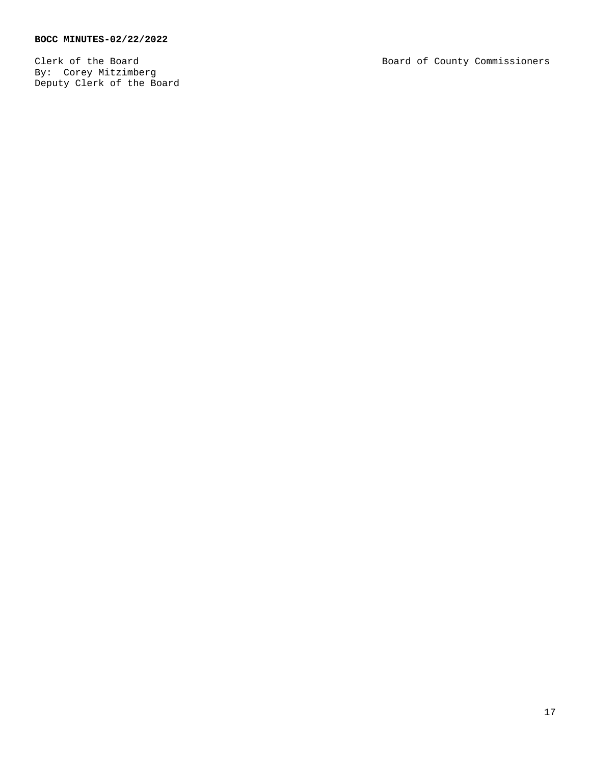Clerk of the Board
By: Corey Mitzimberg
Deputy Clerk of the Board

Board of County Commissioners